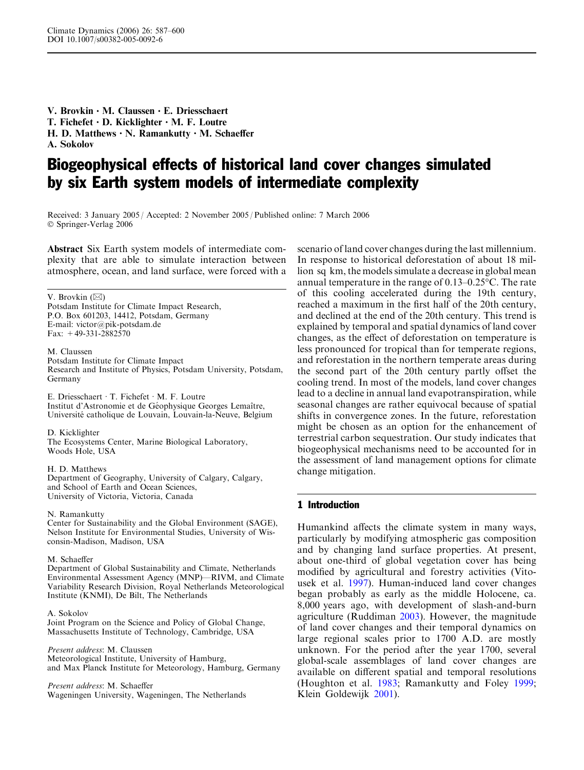V. Brovkin · M. Claussen · E. Driesschaert
T. Fichefet · D. Kicklighter · M. F. Loutre
H. D. Matthews · N. Ramankutty · M. Schaeffer
A. Sokolov

# Biogeophysical effects of historical land cover changes simulated by six Earth system models of intermediate complexity

Received: 3 January 2005 / Accepted: 2 November 2005 / Published online: 7 March 2006
© Springer-Verlag 2006

**Abstract** Six Earth system models of intermediate complexity that are able to simulate interaction between atmosphere, ocean, and land surface, were forced with a scenario of land cover changes during the last millennium. In response to historical deforestation of about 18 million sq km, the models simulate a decrease in global mean annual temperature in the range of 0.13–0.25°C. The rate of this cooling accelerated during the 19th century, reached a maximum in the first half of the 20th century, and declined at the end of the 20th century. This trend is explained by temporal and spatial dynamics of land cover changes, as the effect of deforestation on temperature is less pronounced for tropical than for temperate regions, and reforestation in the northern temperate areas during the second part of the 20th century partly offset the cooling trend. In most of the models, land cover changes lead to a decline in annual land evapotranspiration, while seasonal changes are rather equivocal because of spatial shifts in convergence zones. In the future, reforestation might be chosen as an option for the enhancement of terrestrial carbon sequestration. Our study indicates that biogeophysical mechanisms need to be accounted for in the assessment of land management options for climate change mitigation.

V. Brovkin (✉)
Potsdam Institute for Climate Impact Research,
P.O. Box 601203, 14412, Potsdam, Germany
E-mail: victor@pik-potsdam.de
Fax: +49-331-2882570

M. Claussen
Potsdam Institute for Climate Impact
Research and Institute of Physics, Potsdam University, Potsdam, Germany

E. Driesschaert · T. Fichefet · M. F. Loutre
Institut d'Astronomie et de Géophysique Georges Lemaître,
Université catholique de Louvain, Louvain-la-Neuve, Belgium

D. Kicklighter
The Ecosystems Center, Marine Biological Laboratory,
Woods Hole, USA

H. D. Matthews
Department of Geography, University of Calgary, Calgary,
and School of Earth and Ocean Sciences,
University of Victoria, Victoria, Canada

N. Ramankutty
Center for Sustainability and the Global Environment (SAGE),
Nelson Institute for Environmental Studies, University of Wisconsin-Madison, Madison, USA

M. Schaeffer
Department of Global Sustainability and Climate, Netherlands
Environmental Assessment Agency (MNP)—RIVM, and Climate
Variability Research Division, Royal Netherlands Meteorological
Institute (KNMI), De Bilt, The Netherlands

A. Sokolov
Joint Program on the Science and Policy of Global Change,
Massachusetts Institute of Technology, Cambridge, USA

*Present address*: M. Claussen
Meteorological Institute, University of Hamburg,
and Max Planck Institute for Meteorology, Hamburg, Germany

*Present address*: M. Schaeffer
Wageningen University, Wageningen, The Netherlands

## 1 Introduction

Humankind affects the climate system in many ways, particularly by modifying atmospheric gas composition and by changing land surface properties. At present, about one-third of global vegetation cover has being modified by agricultural and forestry activities (Vitousek et al. 1997). Human-induced land cover changes began probably as early as the middle Holocene, ca. 8,000 years ago, with development of slash-and-burn agriculture (Ruddiman 2003). However, the magnitude of land cover changes and their temporal dynamics on large regional scales prior to 1700 A.D. are mostly unknown. For the period after the year 1700, several global-scale assemblages of land cover changes are available on different spatial and temporal resolutions (Houghton et al. 1983; Ramankutty and Foley 1999; Klein Goldewijk 2001).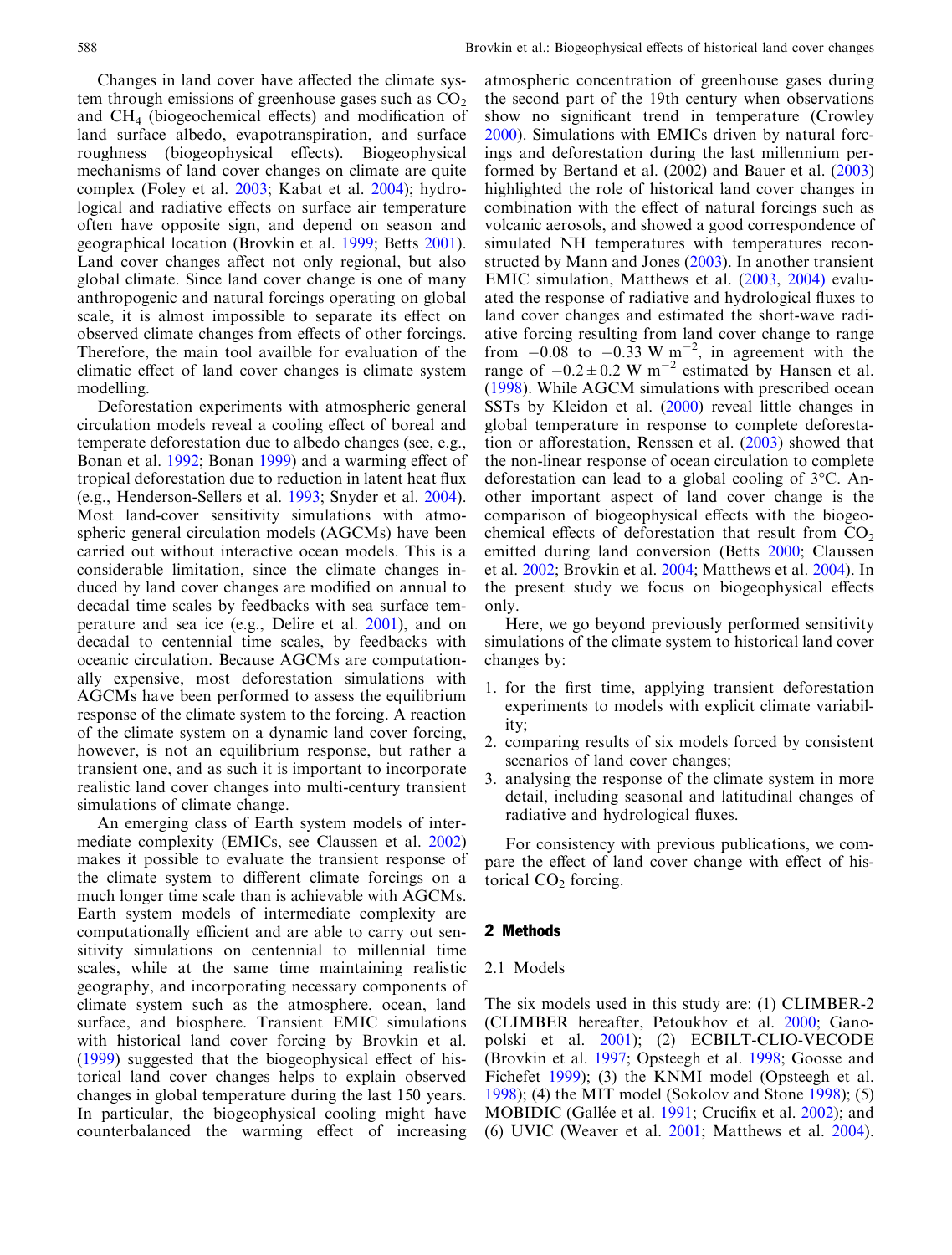Changes in land cover have affected the climate system through emissions of greenhouse gases such as $CO_2$ and $CH_4$ (biogeochemical effects) and modification of land surface albedo, evapotranspiration, and surface roughness (biogeophysical effects). Biogeophysical mechanisms of land cover changes on climate are quite complex (Foley et al. 2003; Kabat et al. 2004); hydrological and radiative effects on surface air temperature often have opposite sign, and depend on season and geographical location (Brovkin et al. 1999; Betts 2001). Land cover changes affect not only regional, but also global climate. Since land cover change is one of many anthropogenic and natural forcings operating on global scale, it is almost impossible to separate its effect on observed climate changes from effects of other forcings. Therefore, the main tool availble for evaluation of the climatic effect of land cover changes is climate system modelling.

Deforestation experiments with atmospheric general circulation models reveal a cooling effect of boreal and temperate deforestation due to albedo changes (see, e.g., Bonan et al. 1992; Bonan 1999) and a warming effect of tropical deforestation due to reduction in latent heat flux (e.g., Henderson-Sellers et al. 1993; Snyder et al. 2004). Most land-cover sensitivity simulations with atmospheric general circulation models (AGCMs) have been carried out without interactive ocean models. This is a considerable limitation, since the climate changes induced by land cover changes are modified on annual to decadal time scales by feedbacks with sea surface temperature and sea ice (e.g., Delire et al. 2001), and on decadal to centennial time scales, by feedbacks with oceanic circulation. Because AGCMs are computationally expensive, most deforestation simulations with AGCMs have been performed to assess the equilibrium response of the climate system to the forcing. A reaction of the climate system on a dynamic land cover forcing, however, is not an equilibrium response, but rather a transient one, and as such it is important to incorporate realistic land cover changes into multi-century transient simulations of climate change.

An emerging class of Earth system models of intermediate complexity (EMICs, see Claussen et al. 2002) makes it possible to evaluate the transient response of the climate system to different climate forcings on a much longer time scale than is achievable with AGCMs. Earth system models of intermediate complexity are computationally efficient and are able to carry out sensitivity simulations on centennial to millennial time scales, while at the same time maintaining realistic geography, and incorporating necessary components of climate system such as the atmosphere, ocean, land surface, and biosphere. Transient EMIC simulations with historical land cover forcing by Brovkin et al. (1999) suggested that the biogeophysical effect of historical land cover changes helps to explain observed changes in global temperature during the last 150 years. In particular, the biogeophysical cooling might have counterbalanced the warming effect of increasing atmospheric concentration of greenhouse gases during the second part of the 19th century when observations show no significant trend in temperature (Crowley 2000). Simulations with EMICs driven by natural forcings and deforestation during the last millennium performed by Bertand et al. (2002) and Bauer et al. (2003) highlighted the role of historical land cover changes in combination with the effect of natural forcings such as volcanic aerosols, and showed a good correspondence of simulated NH temperatures with temperatures reconstructed by Mann and Jones (2003). In another transient EMIC simulation, Matthews et al. (2003, 2004) evaluated the response of radiative and hydrological fluxes to land cover changes and estimated the short-wave radiative forcing resulting from land cover change to range from $-0.08$ to $-0.33$ W m$^{-2}$, in agreement with the range of $-0.2 \pm 0.2$ W m$^{-2}$ estimated by Hansen et al. (1998). While AGCM simulations with prescribed ocean SSTs by Kleidon et al. (2000) reveal little changes in global temperature in response to complete deforestation or afforestation, Renssen et al. (2003) showed that the non-linear response of ocean circulation to complete deforestation can lead to a global cooling of 3°C. Another important aspect of land cover change is the comparison of biogeophysical effects with the biogeochemical effects of deforestation that result from $CO_2$ emitted during land conversion (Betts 2000; Claussen et al. 2002; Brovkin et al. 2004; Matthews et al. 2004). In the present study we focus on biogeophysical effects only.

Here, we go beyond previously performed sensitivity simulations of the climate system to historical land cover changes by:

1. for the first time, applying transient deforestation experiments to models with explicit climate variability;
2. comparing results of six models forced by consistent scenarios of land cover changes;
3. analysing the response of the climate system in more detail, including seasonal and latitudinal changes of radiative and hydrological fluxes.

For consistency with previous publications, we compare the effect of land cover change with effect of historical $CO_2$ forcing.

## 2 Methods

### 2.1 Models

The six models used in this study are: (1) CLIMBER-2 (CLIMBER hereafter, Petoukhov et al. 2000; Ganopolski et al. 2001); (2) ECBILT-CLIO-VECODE (Brovkin et al. 1997; Opsteegh et al. 1998; Goosse and Fichefet 1999); (3) the KNMI model (Opsteegh et al. 1998); (4) the MIT model (Sokolov and Stone 1998); (5) MOBIDIC (Gallée et al. 1991; Crucifix et al. 2002); and (6) UVIC (Weaver et al. 2001; Matthews et al. 2004).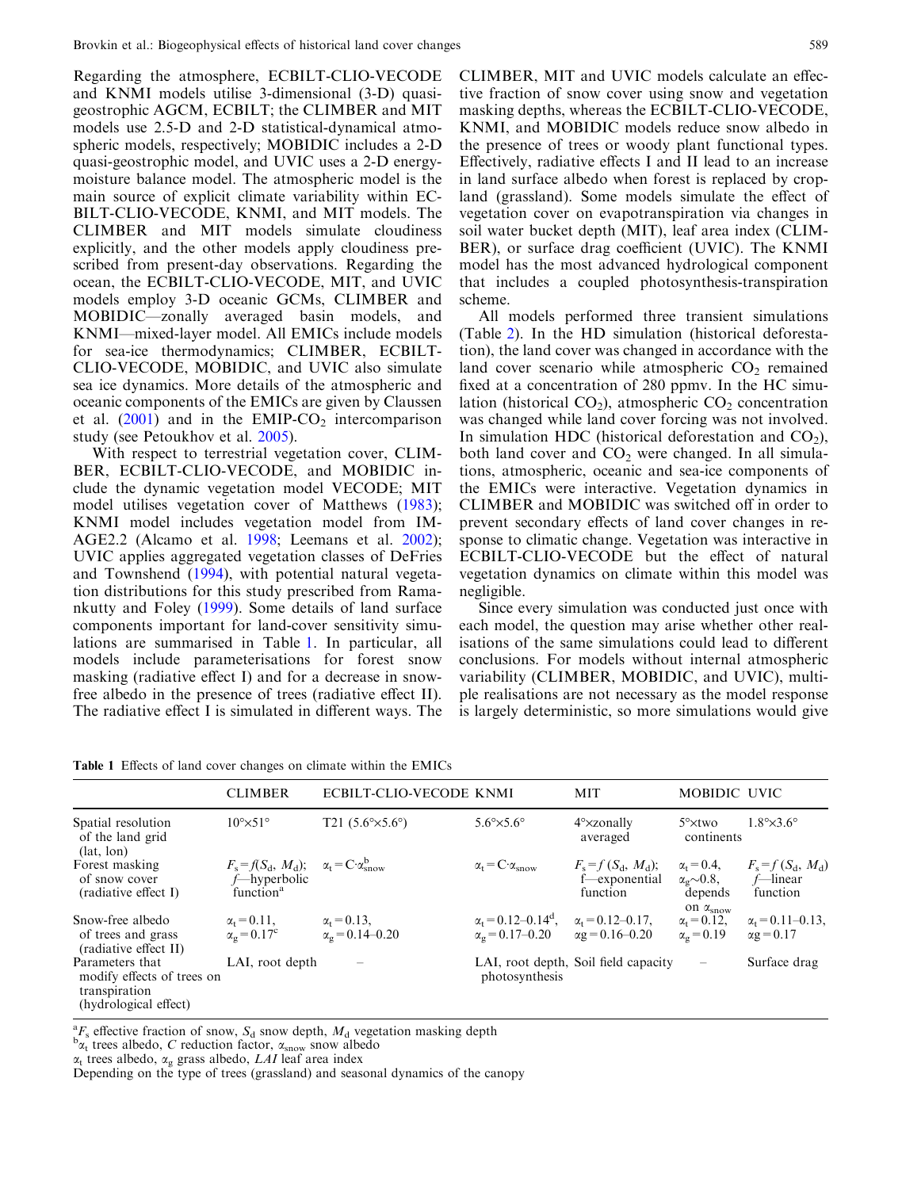Regarding the atmosphere, ECBILT-CLIO-VECODE and KNMI models utilise 3-dimensional (3-D) quasi-geostrophic AGCM, ECBILT; the CLIMBER and MIT models use 2.5-D and 2-D statistical-dynamical atmospheric models, respectively; MOBIDIC includes a 2-D quasi-geostrophic model, and UVIC uses a 2-D energy-moisture balance model. The atmospheric model is the main source of explicit climate variability within ECBILT-CLIO-VECODE, KNMI, and MIT models. The CLIMBER and MIT models simulate cloudiness explicitly, and the other models apply cloudiness prescribed from present-day observations. Regarding the ocean, the ECBILT-CLIO-VECODE, MIT, and UVIC models employ 3-D oceanic GCMs, CLIMBER and MOBIDIC—zonally averaged basin models, and KNMI—mixed-layer model. All EMICs include models for sea-ice thermodynamics; CLIMBER, ECBILT-CLIO-VECODE, MOBIDIC, and UVIC also simulate sea ice dynamics. More details of the atmospheric and oceanic components of the EMICs are given by Claussen et al. (2001) and in the EMIP-$CO_2$ intercomparison study (see Petoukhov et al. 2005).

With respect to terrestrial vegetation cover, CLIMBER, ECBILT-CLIO-VECODE, and MOBIDIC include the dynamic vegetation model VECODE; MIT model utilises vegetation cover of Matthews (1983); KNMI model includes vegetation model from IMAGE2.2 (Alcamo et al. 1998; Leemans et al. 2002); UVIC applies aggregated vegetation classes of DeFries and Townshend (1994), with potential natural vegetation distributions for this study prescribed from Ramankutty and Foley (1999). Some details of land surface components important for land-cover sensitivity simulations are summarised in Table 1. In particular, all models include parameterisations for forest snow masking (radiative effect I) and for a decrease in snow-free albedo in the presence of trees (radiative effect II). The radiative effect I is simulated in different ways. The CLIMBER, MIT and UVIC models calculate an effective fraction of snow cover using snow and vegetation masking depths, whereas the ECBILT-CLIO-VECODE, KNMI, and MOBIDIC models reduce snow albedo in the presence of trees or woody plant functional types. Effectively, radiative effects I and II lead to an increase in land surface albedo when forest is replaced by cropland (grassland). Some models simulate the effect of vegetation cover on evapotranspiration via changes in soil water bucket depth (MIT), leaf area index (CLIMBER), or surface drag coefficient (UVIC). The KNMI model has the most advanced hydrological component that includes a coupled photosynthesis-transpiration scheme.

All models performed three transient simulations (Table 2). In the HD simulation (historical deforestation), the land cover was changed in accordance with the land cover scenario while atmospheric $CO_2$ remained fixed at a concentration of 280 ppmv. In the HC simulation (historical $CO_2$), atmospheric $CO_2$ concentration was changed while land cover forcing was not involved. In simulation HDC (historical deforestation and $CO_2$), both land cover and $CO_2$ were changed. In all simulations, atmospheric, oceanic and sea-ice components of the EMICs were interactive. Vegetation dynamics in CLIMBER and MOBIDIC was switched off in order to prevent secondary effects of land cover changes in response to climatic change. Vegetation was interactive in ECBILT-CLIO-VECODE but the effect of natural vegetation dynamics on climate within this model was negligible.

Since every simulation was conducted just once with each model, the question may arise whether other realisations of the same simulations could lead to different conclusions. For models without internal atmospheric variability (CLIMBER, MOBIDIC, and UVIC), multiple realisations are not necessary as the model response is largely deterministic, so more simulations would give

**Table 1** Effects of land cover changes on climate within the EMICs

| | CLIMBER | ECBILT-CLIO-VECODE | KNMI | MIT | MOBIDIC | UVIC |
|---|---|---|---|---|---|---|
| Spatial resolution of the land grid (lat, lon) | 10°×51° | T21 (5.6°×5.6°) | 5.6°×5.6° | 4°×zonally averaged | 5°×two continents | 1.8°×3.6° |
| Forest masking of snow cover (radiative effect I) | $F_s = f(S_d, M_d)$; $f$—hyperbolic function[a] | $\alpha_t = C \cdot \alpha_{snow}^{b}$ | $\alpha_t = C \cdot \alpha_{snow}$ | $F_s = f(S_d, M_d)$; f—exponential function | $\alpha_t = 0.4$, $\alpha_g \sim 0.8$, depends on $\alpha_{snow}$ | $F_s = f(S_d, M_d)$ $f$—linear function |
| Snow-free albedo of trees and grass (radiative effect II) | $\alpha_t = 0.11$, $\alpha_g = 0.17^{c}$ | $\alpha_t = 0.13$, $\alpha_g = 0.14$–$0.20$ | $\alpha_t = 0.12$–$0.14^{d}$, $\alpha_g = 0.17$–$0.20$ | $\alpha_t = 0.12$–$0.17$, $\alpha g = 0.16$–$0.20$ | $\alpha_t = 0.12$, $\alpha_g = 0.19$ | $\alpha_t = 0.11$–$0.13$, $\alpha g = 0.17$ |
| Parameters that modify effects of trees on transpiration (hydrological effect) | LAI, root depth | – | LAI, root depth, photosynthesis | Soil field capacity | – | Surface drag |

[a] $F_s$ effective fraction of snow, $S_d$ snow depth, $M_d$ vegetation masking depth
[b] $\alpha_t$ trees albedo, $C$ reduction factor, $\alpha_{snow}$ snow albedo
$\alpha_t$ trees albedo, $\alpha_g$ grass albedo, $LAI$ leaf area index
Depending on the type of trees (grassland) and seasonal dynamics of the canopy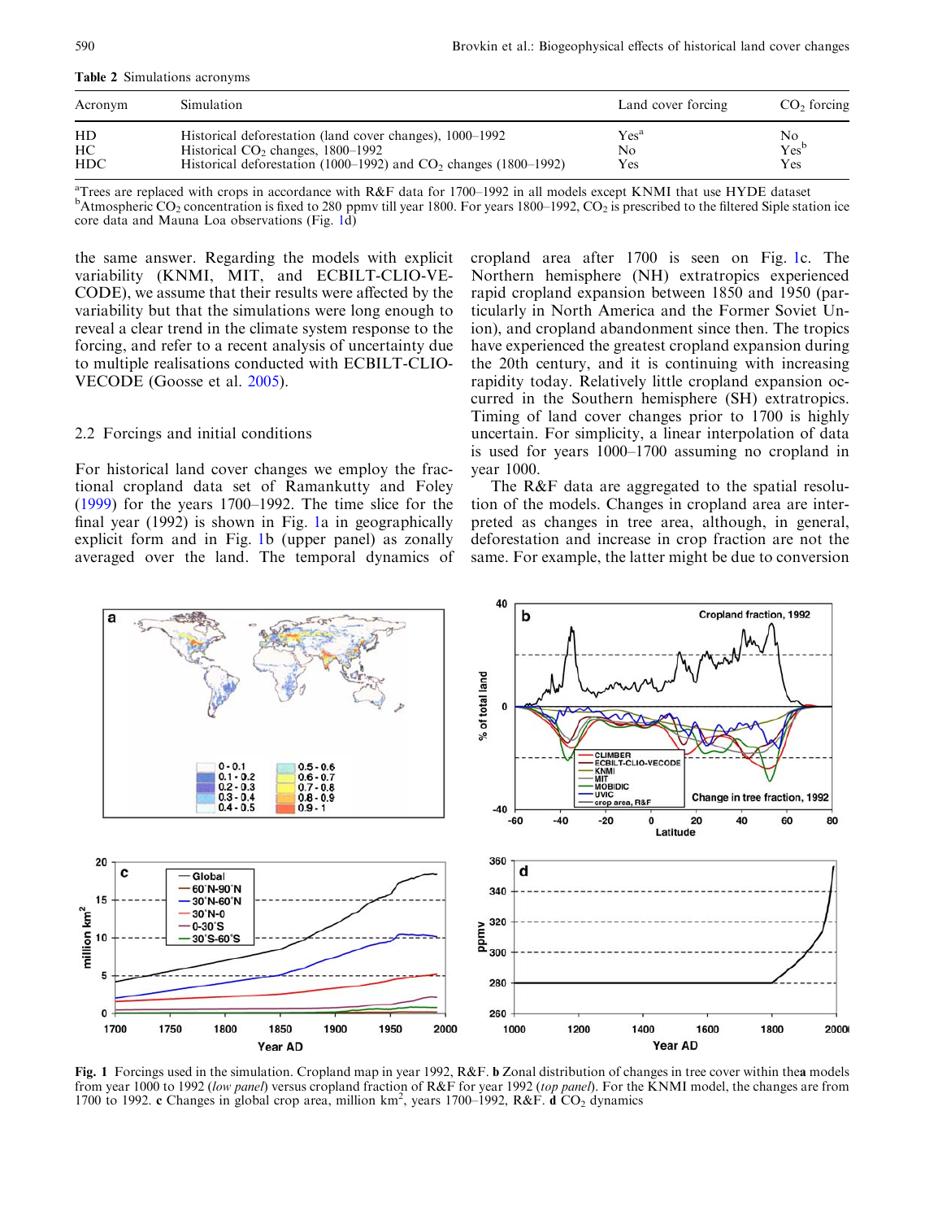Table 2 Simulations acronyms

| Acronym | Simulation | Land cover forcing | $CO_2$ forcing |
|---|---|---|---|
| HD | Historical deforestation (land cover changes), 1000–1992 | Yes[a] | No |
| HC | Historical $CO_2$ changes, 1800–1992 | No | Yes[b] |
| HDC | Historical deforestation (1000–1992) and $CO_2$ changes (1800–1992) | Yes | Yes |

[a]Trees are replaced with crops in accordance with R&F data for 1700–1992 in all models except KNMI that use HYDE dataset
[b]Atmospheric $CO_2$ concentration is fixed to 280 ppmv till year 1800. For years 1800–1992, $CO_2$ is prescribed to the filtered Siple station ice core data and Mauna Loa observations (Fig. 1d)

the same answer. Regarding the models with explicit variability (KNMI, MIT, and ECBILT-CLIO-VECODE), we assume that their results were affected by the variability but that the simulations were long enough to reveal a clear trend in the climate system response to the forcing, and refer to a recent analysis of uncertainty due to multiple realisations conducted with ECBILT-CLIO-VECODE (Goosse et al. 2005).

## 2.2 Forcings and initial conditions

For historical land cover changes we employ the fractional cropland data set of Ramankutty and Foley (1999) for the years 1700–1992. The time slice for the final year (1992) is shown in Fig. 1a in geographically explicit form and in Fig. 1b (upper panel) as zonally averaged over the land. The temporal dynamics of cropland area after 1700 is seen on Fig. 1c. The Northern hemisphere (NH) extratropics experienced rapid cropland expansion between 1850 and 1950 (particularly in North America and the Former Soviet Union), and cropland abandonment since then. The tropics have experienced the greatest cropland expansion during the 20th century, and it is continuing with increasing rapidity today. Relatively little cropland expansion occurred in the Southern hemisphere (SH) extratropics. Timing of land cover changes prior to 1700 is highly uncertain. For simplicity, a linear interpolation of data is used for years 1000–1700 assuming no cropland in year 1000.

The R&F data are aggregated to the spatial resolution of the models. Changes in cropland area are interpreted as changes in tree area, although, in general, deforestation and increase in crop fraction are not the same. For example, the latter might be due to conversion

Fig. 1 Forcings used in the simulation. Cropland map in year 1992, R&F. **b** Zonal distribution of changes in tree cover within thea models from year 1000 to 1992 (*low panel*) versus cropland fraction of R&F for year 1992 (*top panel*). For the KNMI model, the changes are from 1700 to 1992. **c** Changes in global crop area, million km$^2$, years 1700–1992, R&F. **d** $CO_2$ dynamics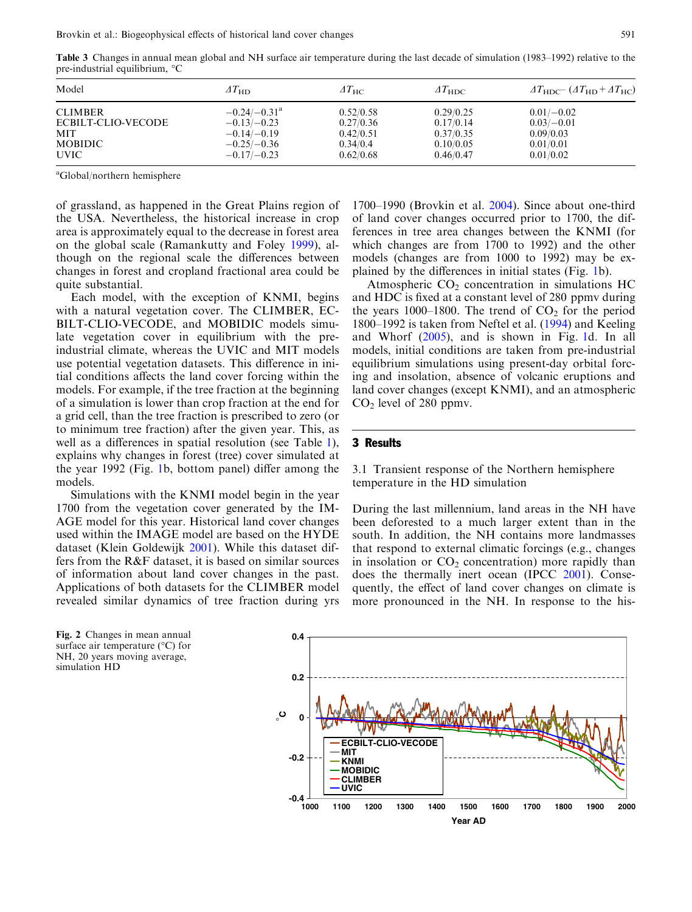**Table 3** Changes in annual mean global and NH surface air temperature during the last decade of simulation (1983–1992) relative to the pre-industrial equilibrium, °C

| Model | $\Delta T_{HD}$ | $\Delta T_{HC}$ | $\Delta T_{HDC}$ | $\Delta T_{HDC} - (\Delta T_{HD} + \Delta T_{HC})$ |
|---|---|---|---|---|
| CLIMBER | −0.24/−0.31[a] | 0.52/0.58 | 0.29/0.25 | 0.01/−0.02 |
| ECBILT-CLIO-VECODE | −0.13/−0.23 | 0.27/0.36 | 0.17/0.14 | 0.03/−0.01 |
| MIT | −0.14/−0.19 | 0.42/0.51 | 0.37/0.35 | 0.09/0.03 |
| MOBIDIC | −0.25/−0.36 | 0.34/0.4 | 0.10/0.05 | 0.01/0.01 |
| UVIC | −0.17/−0.23 | 0.62/0.68 | 0.46/0.47 | 0.01/0.02 |

[a]Global/northern hemisphere

of grassland, as happened in the Great Plains region of the USA. Nevertheless, the historical increase in crop area is approximately equal to the decrease in forest area on the global scale (Ramankutty and Foley 1999), although on the regional scale the differences between changes in forest and cropland fractional area could be quite substantial.

Each model, with the exception of KNMI, begins with a natural vegetation cover. The CLIMBER, ECBILT-CLIO-VECODE, and MOBIDIC models simulate vegetation cover in equilibrium with the pre-industrial climate, whereas the UVIC and MIT models use potential vegetation datasets. This difference in initial conditions affects the land cover forcing within the models. For example, if the tree fraction at the beginning of a simulation is lower than crop fraction at the end for a grid cell, than the tree fraction is prescribed to zero (or to minimum tree fraction) after the given year. This, as well as a differences in spatial resolution (see Table 1), explains why changes in forest (tree) cover simulated at the year 1992 (Fig. 1b, bottom panel) differ among the models.

Simulations with the KNMI model begin in the year 1700 from the vegetation cover generated by the IMAGE model for this year. Historical land cover changes used within the IMAGE model are based on the HYDE dataset (Klein Goldewijk 2001). While this dataset differs from the R&F dataset, it is based on similar sources of information about land cover changes in the past. Applications of both datasets for the CLIMBER model revealed similar dynamics of tree fraction during yrs 1700–1990 (Brovkin et al. 2004). Since about one-third of land cover changes occurred prior to 1700, the differences in tree area changes between the KNMI (for which changes are from 1700 to 1992) and the other models (changes are from 1000 to 1992) may be explained by the differences in initial states (Fig. 1b).

Atmospheric $CO_2$ concentration in simulations HC and HDC is fixed at a constant level of 280 ppmv during the years 1000–1800. The trend of $CO_2$ for the period 1800–1992 is taken from Neftel et al. (1994) and Keeling and Whorf (2005), and is shown in Fig. 1d. In all models, initial conditions are taken from pre-industrial equilibrium simulations using present-day orbital forcing and insolation, absence of volcanic eruptions and land cover changes (except KNMI), and an atmospheric $CO_2$ level of 280 ppmv.

## 3 Results

### 3.1 Transient response of the Northern hemisphere temperature in the HD simulation

During the last millennium, land areas in the NH have been deforested to a much larger extent than in the south. In addition, the NH contains more landmasses that respond to external climatic forcings (e.g., changes in insolation or $CO_2$ concentration) more rapidly than does the thermally inert ocean (IPCC 2001). Consequently, the effect of land cover changes on climate is more pronounced in the NH. In response to the his-

**Fig. 2** Changes in mean annual surface air temperature (°C) for NH, 20 years moving average, simulation HD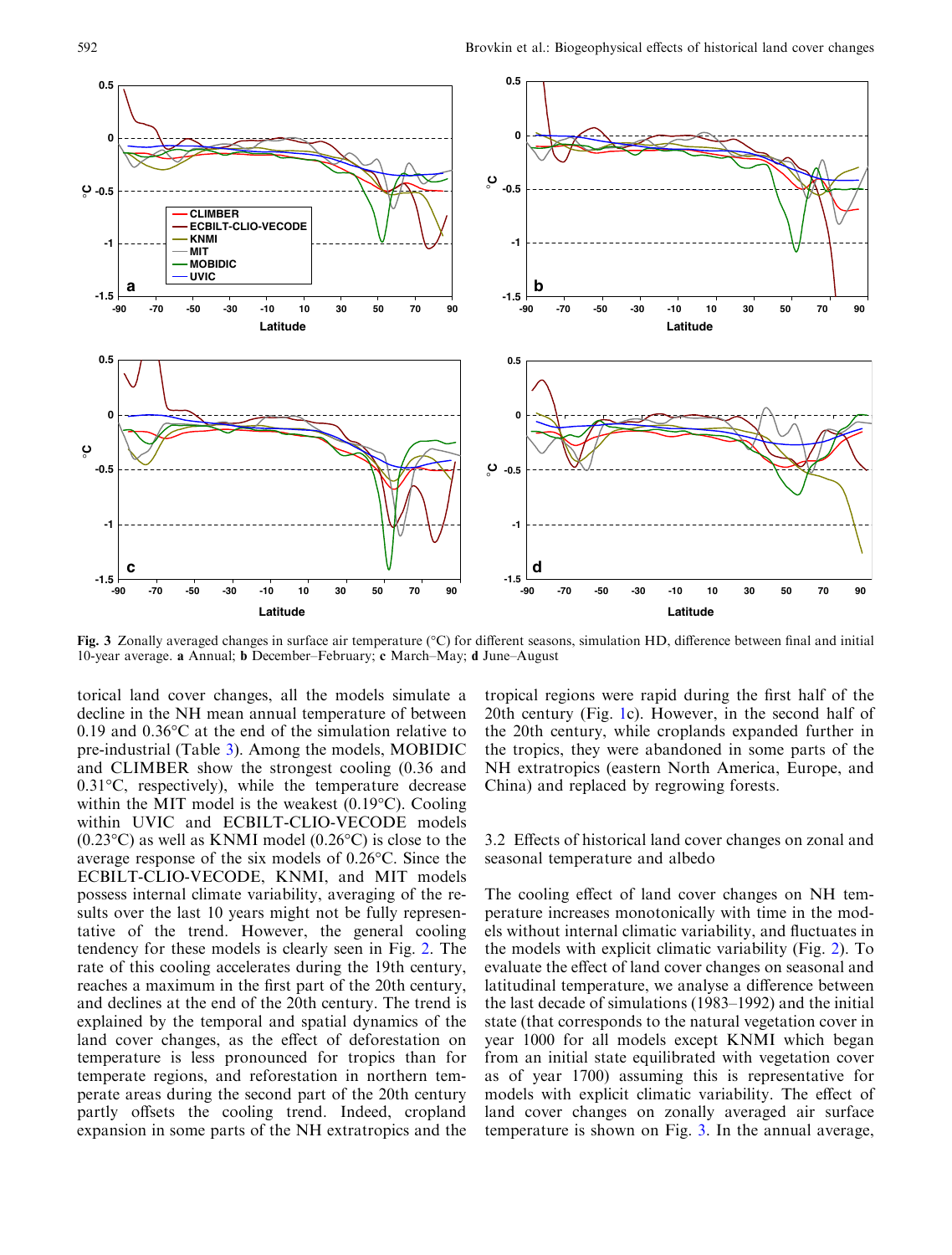Fig. 3 Zonally averaged changes in surface air temperature (°C) for different seasons, simulation HD, difference between final and initial 10-year average. **a** Annual; **b** December–February; **c** March–May; **d** June–August

torical land cover changes, all the models simulate a decline in the NH mean annual temperature of between 0.19 and 0.36°C at the end of the simulation relative to pre-industrial (Table 3). Among the models, MOBIDIC and CLIMBER show the strongest cooling (0.36 and 0.31°C, respectively), while the temperature decrease within the MIT model is the weakest (0.19°C). Cooling within UVIC and ECBILT-CLIO-VECODE models (0.23°C) as well as KNMI model (0.26°C) is close to the average response of the six models of 0.26°C. Since the ECBILT-CLIO-VECODE, KNMI, and MIT models possess internal climate variability, averaging of the results over the last 10 years might not be fully representative of the trend. However, the general cooling tendency for these models is clearly seen in Fig. 2. The rate of this cooling accelerates during the 19th century, reaches a maximum in the first part of the 20th century, and declines at the end of the 20th century. The trend is explained by the temporal and spatial dynamics of the land cover changes, as the effect of deforestation on temperature is less pronounced for tropics than for temperate regions, and reforestation in northern temperate areas during the second part of the 20th century partly offsets the cooling trend. Indeed, cropland expansion in some parts of the NH extratropics and the tropical regions were rapid during the first half of the 20th century (Fig. 1c). However, in the second half of the 20th century, while croplands expanded further in the tropics, they were abandoned in some parts of the NH extratropics (eastern North America, Europe, and China) and replaced by regrowing forests.

## 3.2 Effects of historical land cover changes on zonal and seasonal temperature and albedo

The cooling effect of land cover changes on NH temperature increases monotonically with time in the models without internal climatic variability, and fluctuates in the models with explicit climatic variability (Fig. 2). To evaluate the effect of land cover changes on seasonal and latitudinal temperature, we analyse a difference between the last decade of simulations (1983–1992) and the initial state (that corresponds to the natural vegetation cover in year 1000 for all models except KNMI which began from an initial state equilibrated with vegetation cover as of year 1700) assuming this is representative for models with explicit climatic variability. The effect of land cover changes on zonally averaged air surface temperature is shown on Fig. 3. In the annual average,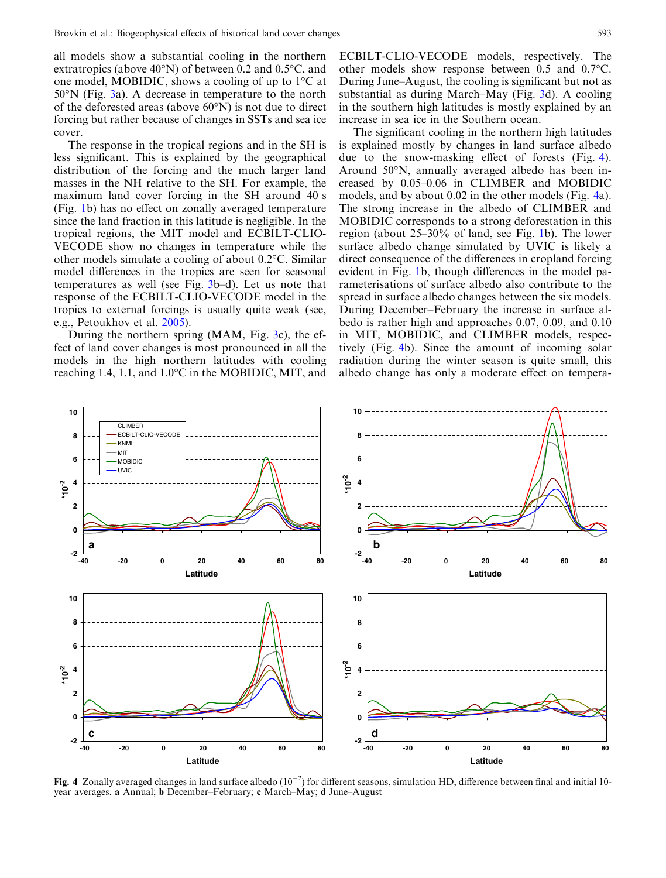all models show a substantial cooling in the northern extratropics (above 40°N) of between 0.2 and 0.5°C, and one model, MOBIDIC, shows a cooling of up to 1°C at 50°N (Fig. 3a). A decrease in temperature to the north of the deforested areas (above 60°N) is not due to direct forcing but rather because of changes in SSTs and sea ice cover.

The response in the tropical regions and in the SH is less significant. This is explained by the geographical distribution of the forcing and the much larger land masses in the NH relative to the SH. For example, the maximum land cover forcing in the SH around 40 s (Fig. 1b) has no effect on zonally averaged temperature since the land fraction in this latitude is negligible. In the tropical regions, the MIT model and ECBILT-CLIO-VECODE show no changes in temperature while the other models simulate a cooling of about 0.2°C. Similar model differences in the tropics are seen for seasonal temperatures as well (see Fig. 3b–d). Let us note that response of the ECBILT-CLIO-VECODE model in the tropics to external forcings is usually quite weak (see, e.g., Petoukhov et al. 2005).

During the northern spring (MAM, Fig. 3c), the effect of land cover changes is most pronounced in all the models in the high northern latitudes with cooling reaching 1.4, 1.1, and 1.0°C in the MOBIDIC, MIT, and ECBILT-CLIO-VECODE models, respectively. The other models show response between 0.5 and 0.7°C. During June–August, the cooling is significant but not as substantial as during March–May (Fig. 3d). A cooling in the southern high latitudes is mostly explained by an increase in sea ice in the Southern ocean.

The significant cooling in the northern high latitudes is explained mostly by changes in land surface albedo due to the snow-masking effect of forests (Fig. 4). Around 50°N, annually averaged albedo has been increased by 0.05–0.06 in CLIMBER and MOBIDIC models, and by about 0.02 in the other models (Fig. 4a). The strong increase in the albedo of CLIMBER and MOBIDIC corresponds to a strong deforestation in this region (about 25–30% of land, see Fig. 1b). The lower surface albedo change simulated by UVIC is likely a direct consequence of the differences in cropland forcing evident in Fig. 1b, though differences in the model parameterisations of surface albedo also contribute to the spread in surface albedo changes between the six models. During December–February the increase in surface albedo is rather high and approaches 0.07, 0.09, and 0.10 in MIT, MOBIDIC, and CLIMBER models, respectively (Fig. 4b). Since the amount of incoming solar radiation during the winter season is quite small, this albedo change has only a moderate effect on tempera-

**Fig. 4** Zonally averaged changes in land surface albedo ($10^{-2}$) for different seasons, simulation HD, difference between final and initial 10-year averages. **a** Annual; **b** December–February; **c** March–May; **d** June–August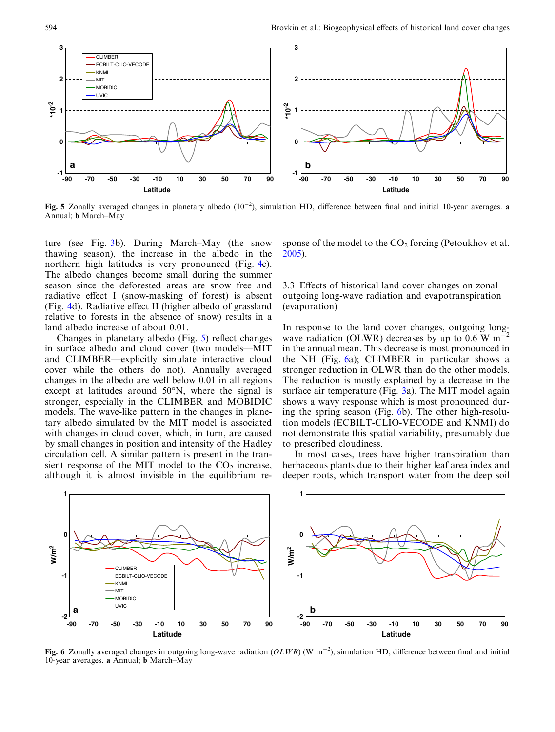**Fig. 5** Zonally averaged changes in planetary albedo ($10^{-2}$), simulation HD, difference between final and initial 10-year averages. **a** Annual; **b** March–May

ture (see Fig. 3b). During March–May (the snow thawing season), the increase in the albedo in the northern high latitudes is very pronounced (Fig. 4c). The albedo changes become small during the summer season since the deforested areas are snow free and radiative effect I (snow-masking of forest) is absent (Fig. 4d). Radiative effect II (higher albedo of grassland relative to forests in the absence of snow) results in a land albedo increase of about 0.01.

Changes in planetary albedo (Fig. 5) reflect changes in surface albedo and cloud cover (two models—MIT and CLIMBER—explicitly simulate interactive cloud cover while the others do not). Annually averaged changes in the albedo are well below 0.01 in all regions except at latitudes around 50°N, where the signal is stronger, especially in the CLIMBER and MOBIDIC models. The wave-like pattern in the changes in planetary albedo simulated by the MIT model is associated with changes in cloud cover, which, in turn, are caused by small changes in position and intensity of the Hadley circulation cell. A similar pattern is present in the transient response of the MIT model to the $CO_2$ increase, although it is almost invisible in the equilibrium response of the model to the $CO_2$ forcing (Petoukhov et al. 2005).

### 3.3 Effects of historical land cover changes on zonal outgoing long-wave radiation and evapotranspiration (evaporation)

In response to the land cover changes, outgoing long-wave radiation (OLWR) decreases by up to 0.6 W $m^{-2}$ in the annual mean. This decrease is most pronounced in the NH (Fig. 6a); CLIMBER in particular shows a stronger reduction in OLWR than do the other models. The reduction is mostly explained by a decrease in the surface air temperature (Fig. 3a). The MIT model again shows a wavy response which is most pronounced during the spring season (Fig. 6b). The other high-resolution models (ECBILT-CLIO-VECODE and KNMI) do not demonstrate this spatial variability, presumably due to prescribed cloudiness.

In most cases, trees have higher transpiration than herbaceous plants due to their higher leaf area index and deeper roots, which transport water from the deep soil

**Fig. 6** Zonally averaged changes in outgoing long-wave radiation (*OLWR*) (W $m^{-2}$), simulation HD, difference between final and initial 10-year averages. **a** Annual; **b** March–May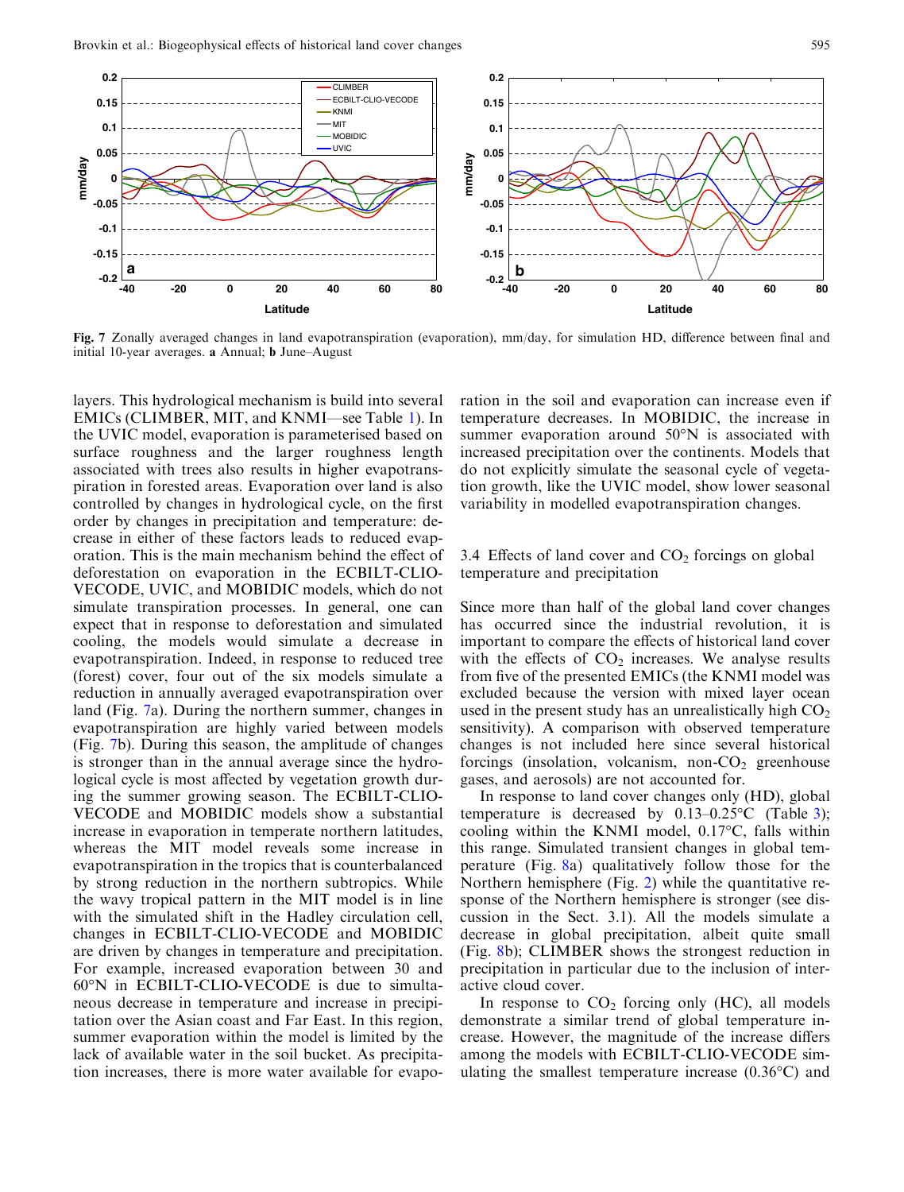**Fig. 7** Zonally averaged changes in land evapotranspiration (evaporation), mm/day, for simulation HD, difference between final and initial 10-year averages. **a** Annual; **b** June–August

layers. This hydrological mechanism is build into several EMICs (CLIMBER, MIT, and KNMI—see Table 1). In the UVIC model, evaporation is parameterised based on surface roughness and the larger roughness length associated with trees also results in higher evapotranspiration in forested areas. Evaporation over land is also controlled by changes in hydrological cycle, on the first order by changes in precipitation and temperature: decrease in either of these factors leads to reduced evaporation. This is the main mechanism behind the effect of deforestation on evaporation in the ECBILT-CLIO-VECODE, UVIC, and MOBIDIC models, which do not simulate transpiration processes. In general, one can expect that in response to deforestation and simulated cooling, the models would simulate a decrease in evapotranspiration. Indeed, in response to reduced tree (forest) cover, four out of the six models simulate a reduction in annually averaged evapotranspiration over land (Fig. 7a). During the northern summer, changes in evapotranspiration are highly varied between models (Fig. 7b). During this season, the amplitude of changes is stronger than in the annual average since the hydrological cycle is most affected by vegetation growth during the summer growing season. The ECBILT-CLIO-VECODE and MOBIDIC models show a substantial increase in evaporation in temperate northern latitudes, whereas the MIT model reveals some increase in evapotranspiration in the tropics that is counterbalanced by strong reduction in the northern subtropics. While the wavy tropical pattern in the MIT model is in line with the simulated shift in the Hadley circulation cell, changes in ECBILT-CLIO-VECODE and MOBIDIC are driven by changes in temperature and precipitation. For example, increased evaporation between 30 and 60°N in ECBILT-CLIO-VECODE is due to simultaneous decrease in temperature and increase in precipitation over the Asian coast and Far East. In this region, summer evaporation within the model is limited by the lack of available water in the soil bucket. As precipitation increases, there is more water available for evaporation in the soil and evaporation can increase even if temperature decreases. In MOBIDIC, the increase in summer evaporation around 50°N is associated with increased precipitation over the continents. Models that do not explicitly simulate the seasonal cycle of vegetation growth, like the UVIC model, show lower seasonal variability in modelled evapotranspiration changes.

### 3.4 Effects of land cover and $CO_2$ forcings on global temperature and precipitation

Since more than half of the global land cover changes has occurred since the industrial revolution, it is important to compare the effects of historical land cover with the effects of $CO_2$ increases. We analyse results from five of the presented EMICs (the KNMI model was excluded because the version with mixed layer ocean used in the present study has an unrealistically high $CO_2$ sensitivity). A comparison with observed temperature changes is not included here since several historical forcings (insolation, volcanism, non-$CO_2$ greenhouse gases, and aerosols) are not accounted for.

In response to land cover changes only (HD), global temperature is decreased by 0.13–0.25°C (Table 3); cooling within the KNMI model, 0.17°C, falls within this range. Simulated transient changes in global temperature (Fig. 8a) qualitatively follow those for the Northern hemisphere (Fig. 2) while the quantitative response of the Northern hemisphere is stronger (see discussion in the Sect. 3.1). All the models simulate a decrease in global precipitation, albeit quite small (Fig. 8b); CLIMBER shows the strongest reduction in precipitation in particular due to the inclusion of interactive cloud cover.

In response to $CO_2$ forcing only (HC), all models demonstrate a similar trend of global temperature increase. However, the magnitude of the increase differs among the models with ECBILT-CLIO-VECODE simulating the smallest temperature increase (0.36°C) and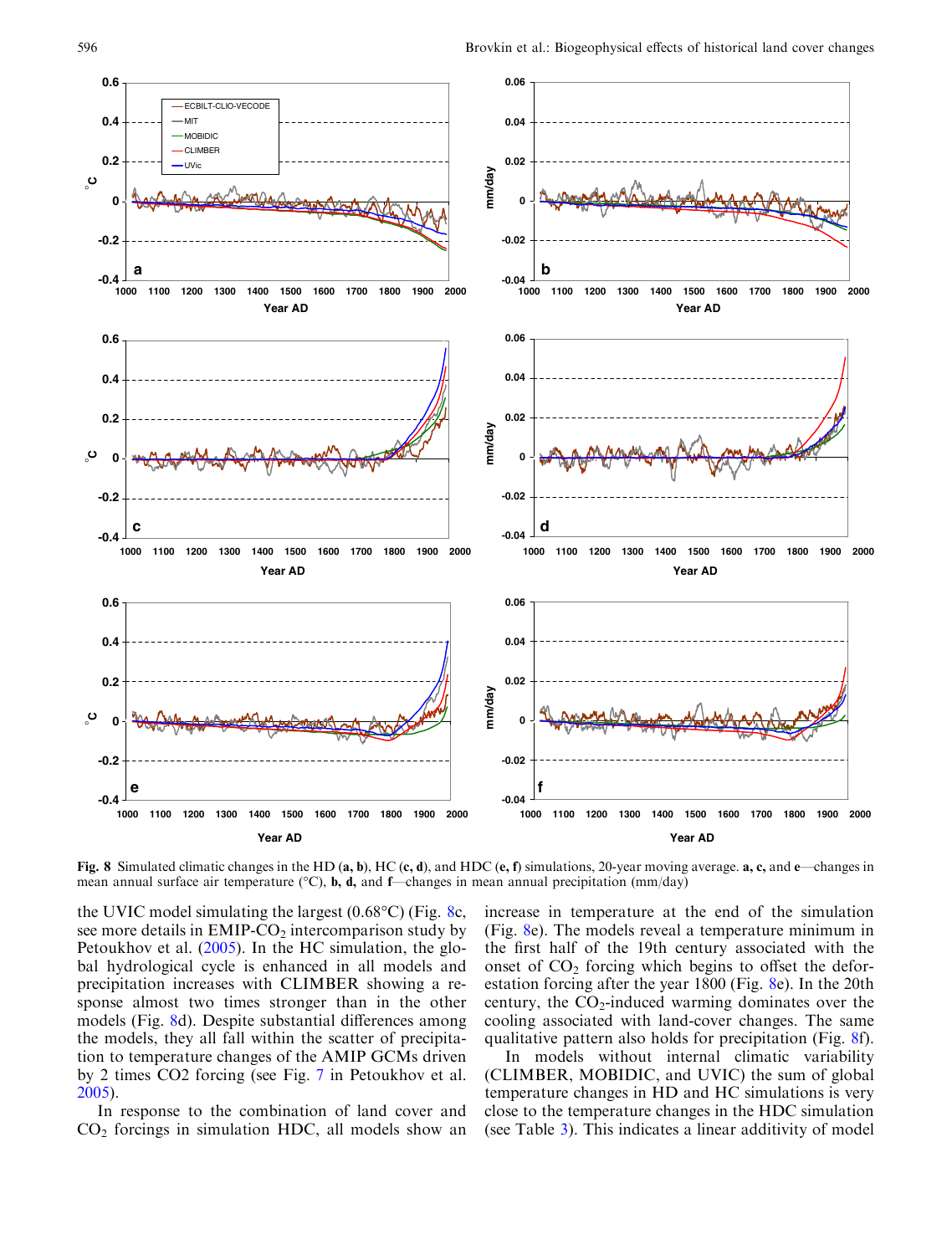**Fig. 8** Simulated climatic changes in the HD (**a**, **b**), HC (**c**, **d**), and HDC (**e**, **f**) simulations, 20-year moving average. **a**, **c**, and **e**—changes in mean annual surface air temperature (°C), **b**, **d**, and **f**—changes in mean annual precipitation (mm/day)

the UVIC model simulating the largest (0.68°C) (Fig. 8c, see more details in EMIP-$CO_2$ intercomparison study by Petoukhov et al. (2005). In the HC simulation, the global hydrological cycle is enhanced in all models and precipitation increases with CLIMBER showing a response almost two times stronger than in the other models (Fig. 8d). Despite substantial differences among the models, they all fall within the scatter of precipitation to temperature changes of the AMIP GCMs driven by 2 times CO2 forcing (see Fig. 7 in Petoukhov et al. 2005).

In response to the combination of land cover and $CO_2$ forcings in simulation HDC, all models show an increase in temperature at the end of the simulation (Fig. 8e). The models reveal a temperature minimum in the first half of the 19th century associated with the onset of $CO_2$ forcing which begins to offset the deforestation forcing after the year 1800 (Fig. 8e). In the 20th century, the $CO_2$-induced warming dominates over the cooling associated with land-cover changes. The same qualitative pattern also holds for precipitation (Fig. 8f).

In models without internal climatic variability (CLIMBER, MOBIDIC, and UVIC) the sum of global temperature changes in HD and HC simulations is very close to the temperature changes in the HDC simulation (see Table 3). This indicates a linear additivity of model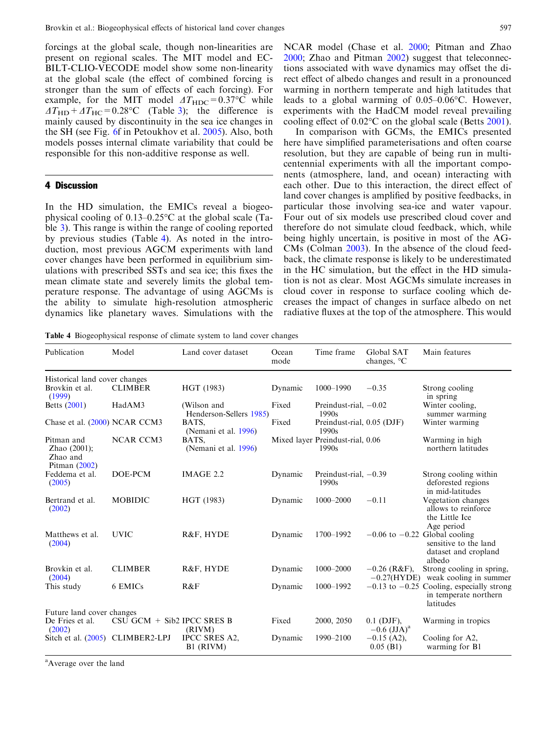forcings at the global scale, though non-linearities are present on regional scales. The MIT model and EC-BILT-CLIO-VECODE model show some non-linearity at the global scale (the effect of combined forcing is stronger than the sum of effects of each forcing). For example, for the MIT model $\Delta T_{HDC} = 0.37°C$ while $\Delta T_{HD} + \Delta T_{HC} = 0.28°C$ (Table 3); the difference is mainly caused by discontinuity in the sea ice changes in the SH (see Fig. 6f in Petoukhov et al. 2005). Also, both models posses internal climate variability that could be responsible for this non-additive response as well.

## 4 Discussion

In the HD simulation, the EMICs reveal a biogeophysical cooling of 0.13–0.25°C at the global scale (Table 3). This range is within the range of cooling reported by previous studies (Table 4). As noted in the introduction, most previous AGCM experiments with land cover changes have been performed in equilibrium simulations with prescribed SSTs and sea ice; this fixes the mean climate state and severely limits the global temperature response. The advantage of using AGCMs is the ability to simulate high-resolution atmospheric dynamics like planetary waves. Simulations with the NCAR model (Chase et al. 2000; Pitman and Zhao 2000; Zhao and Pitman 2002) suggest that teleconnections associated with wave dynamics may offset the direct effect of albedo changes and result in a pronounced warming in northern temperate and high latitudes that leads to a global warming of 0.05–0.06°C. However, experiments with the HadCM model reveal prevailing cooling effect of 0.02°C on the global scale (Betts 2001).

In comparison with GCMs, the EMICs presented here have simplified parameterisations and often coarse resolution, but they are capable of being run in multi-centennial experiments with all the important components (atmosphere, land, and ocean) interacting with each other. Due to this interaction, the direct effect of land cover changes is amplified by positive feedbacks, in particular those involving sea-ice and water vapour. Four out of six models use prescribed cloud cover and therefore do not simulate cloud feedback, which, while being highly uncertain, is positive in most of the AGCMs (Colman 2003). In the absence of the cloud feedback, the climate response is likely to be underestimated in the HC simulation, but the effect in the HD simulation is not as clear. Most AGCMs simulate increases in cloud cover in response to surface cooling which decreases the impact of changes in surface albedo on net radiative fluxes at the top of the atmosphere. This would

**Table 4** Biogeophysical response of climate system to land cover changes

| Publication | Model | Land cover dataset | Ocean mode | Time frame | Global SAT changes, °C | Main features |
|---|---|---|---|---|---|---|
| *Historical land cover changes* | | | | | | |
| Brovkin et al. (1999) | CLIMBER | HGT (1983) | Dynamic | 1000–1990 | −0.35 | Strong cooling in spring |
| Betts (2001) | HadAM3 | (Wilson and Henderson-Sellers 1985) | Fixed | Preindust-rial, 1990s | −0.02 | Winter cooling, summer warming |
| Chase et al. (2000) | NCAR CCM3 | BATS, (Nemani et al. 1996) | Fixed | Preindust-rial, 1990s | 0.05 (DJF) | Winter warming |
| Pitman and Zhao (2001); Zhao and Pitman (2002) | NCAR CCM3 | BATS, (Nemani et al. 1996) | Mixed layer | Preindust-rial, 1990s | 0.06 | Warming in high northern latitudes |
| Feddema et al. (2005) | DOE-PCM | IMAGE 2.2 | Dynamic | Preindust-rial, 1990s | −0.39 | Strong cooling within deforested regions in mid-latitudes |
| Bertrand et al. (2002) | MOBIDIC | HGT (1983) | Dynamic | 1000–2000 | −0.11 | Vegetation changes allows to reinforce the Little Ice Age period |
| Matthews et al. (2004) | UVIC | R&F, HYDE | Dynamic | 1700–1992 | −0.06 to −0.22 | Global cooling sensitive to the land dataset and cropland albedo |
| Brovkin et al. (2004) | CLIMBER | R&F, HYDE | Dynamic | 1000–2000 | −0.26 (R&F), −0.27(HYDE) | Strong cooling in spring, weak cooling in summer |
| This study | 6 EMICs | R&F | Dynamic | 1000–1992 | −0.13 to −0.25 | Cooling, especially strong in temperate northern latitudes |
| *Future land cover changes* | | | | | | |
| De Fries et al. (2002) | CSU GCM + Sib2 | IPCC SRES B (RIVM) | Fixed | 2000, 2050 | 0.1 (DJF), −0.6 (JJA)[a] | Warming in tropics |
| Sitch et al. (2005) | CLIMBER2-LPJ | IPCC SRES A2, B1 (RIVM) | Dynamic | 1990–2100 | −0.15 (A2), 0.05 (B1) | Cooling for A2, warming for B1 |

[a]Average over the land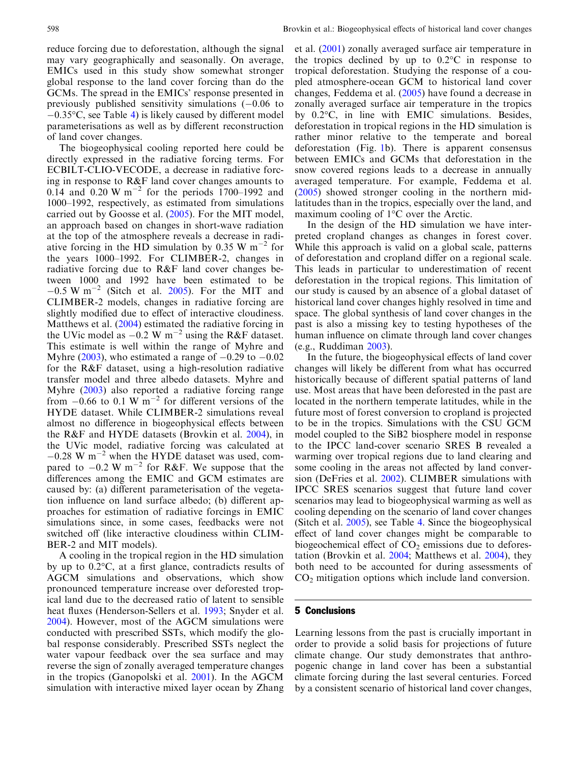reduce forcing due to deforestation, although the signal may vary geographically and seasonally. On average, EMICs used in this study show somewhat stronger global response to the land cover forcing than do the GCMs. The spread in the EMICs' response presented in previously published sensitivity simulations (−0.06 to −0.35°C, see Table 4) is likely caused by different model parameterisations as well as by different reconstruction of land cover changes.

The biogeophysical cooling reported here could be directly expressed in the radiative forcing terms. For ECBILT-CLIO-VECODE, a decrease in radiative forcing in response to R&F land cover changes amounts to 0.14 and 0.20 W m$^{-2}$ for the periods 1700–1992 and 1000–1992, respectively, as estimated from simulations carried out by Goosse et al. (2005). For the MIT model, an approach based on changes in short-wave radiation at the top of the atmosphere reveals a decrease in radiative forcing in the HD simulation by 0.35 W m$^{-2}$ for the years 1000–1992. For CLIMBER-2, changes in radiative forcing due to R&F land cover changes between 1000 and 1992 have been estimated to be −0.5 W m$^{-2}$ (Sitch et al. 2005). For the MIT and CLIMBER-2 models, changes in radiative forcing are slightly modified due to effect of interactive cloudiness. Matthews et al. (2004) estimated the radiative forcing in the UVic model as −0.2 W m$^{-2}$ using the R&F dataset. This estimate is well within the range of Myhre and Myhre (2003), who estimated a range of −0.29 to −0.02 for the R&F dataset, using a high-resolution radiative transfer model and three albedo datasets. Myhre and Myhre (2003) also reported a radiative forcing range from −0.66 to 0.1 W m$^{-2}$ for different versions of the HYDE dataset. While CLIMBER-2 simulations reveal almost no difference in biogeophysical effects between the R&F and HYDE datasets (Brovkin et al. 2004), in the UVic model, radiative forcing was calculated at −0.28 W m$^{-2}$ when the HYDE dataset was used, compared to −0.2 W m$^{-2}$ for R&F. We suppose that the differences among the EMIC and GCM estimates are caused by: (a) different parameterisation of the vegetation influence on land surface albedo; (b) different approaches for estimation of radiative forcings in EMIC simulations since, in some cases, feedbacks were not switched off (like interactive cloudiness within CLIMBER-2 and MIT models).

A cooling in the tropical region in the HD simulation by up to 0.2°C, at a first glance, contradicts results of AGCM simulations and observations, which show pronounced temperature increase over deforested tropical land due to the decreased ratio of latent to sensible heat fluxes (Henderson-Sellers et al. 1993; Snyder et al. 2004). However, most of the AGCM simulations were conducted with prescribed SSTs, which modify the global response considerably. Prescribed SSTs neglect the water vapour feedback over the sea surface and may reverse the sign of zonally averaged temperature changes in the tropics (Ganopolski et al. 2001). In the AGCM simulation with interactive mixed layer ocean by Zhang et al. (2001) zonally averaged surface air temperature in the tropics declined by up to 0.2°C in response to tropical deforestation. Studying the response of a coupled atmosphere-ocean GCM to historical land cover changes, Feddema et al. (2005) have found a decrease in zonally averaged surface air temperature in the tropics by 0.2°C, in line with EMIC simulations. Besides, deforestation in tropical regions in the HD simulation is rather minor relative to the temperate and boreal deforestation (Fig. 1b). There is apparent consensus between EMICs and GCMs that deforestation in the snow covered regions leads to a decrease in annually averaged temperature. For example, Feddema et al. (2005) showed stronger cooling in the northern mid-latitudes than in the tropics, especially over the land, and maximum cooling of 1°C over the Arctic.

In the design of the HD simulation we have interpreted cropland changes as changes in forest cover. While this approach is valid on a global scale, patterns of deforestation and cropland differ on a regional scale. This leads in particular to underestimation of recent deforestation in the tropical regions. This limitation of our study is caused by an absence of a global dataset of historical land cover changes highly resolved in time and space. The global synthesis of land cover changes in the past is also a missing key to testing hypotheses of the human influence on climate through land cover changes (e.g., Ruddiman 2003).

In the future, the biogeophysical effects of land cover changes will likely be different from what has occurred historically because of different spatial patterns of land use. Most areas that have been deforested in the past are located in the northern temperate latitudes, while in the future most of forest conversion to cropland is projected to be in the tropics. Simulations with the CSU GCM model coupled to the SiB2 biosphere model in response to the IPCC land-cover scenario SRES B revealed a warming over tropical regions due to land clearing and some cooling in the areas not affected by land conversion (DeFries et al. 2002). CLIMBER simulations with IPCC SRES scenarios suggest that future land cover scenarios may lead to biogeophysical warming as well as cooling depending on the scenario of land cover changes (Sitch et al. 2005), see Table 4. Since the biogeophysical effect of land cover changes might be comparable to biogeochemical effect of $CO_2$ emissions due to deforestation (Brovkin et al. 2004; Matthews et al. 2004), they both need to be accounted for during assessments of $CO_2$ mitigation options which include land conversion.

## 5 Conclusions

Learning lessons from the past is crucially important in order to provide a solid basis for projections of future climate change. Our study demonstrates that anthropogenic change in land cover has been a substantial climate forcing during the last several centuries. Forced by a consistent scenario of historical land cover changes,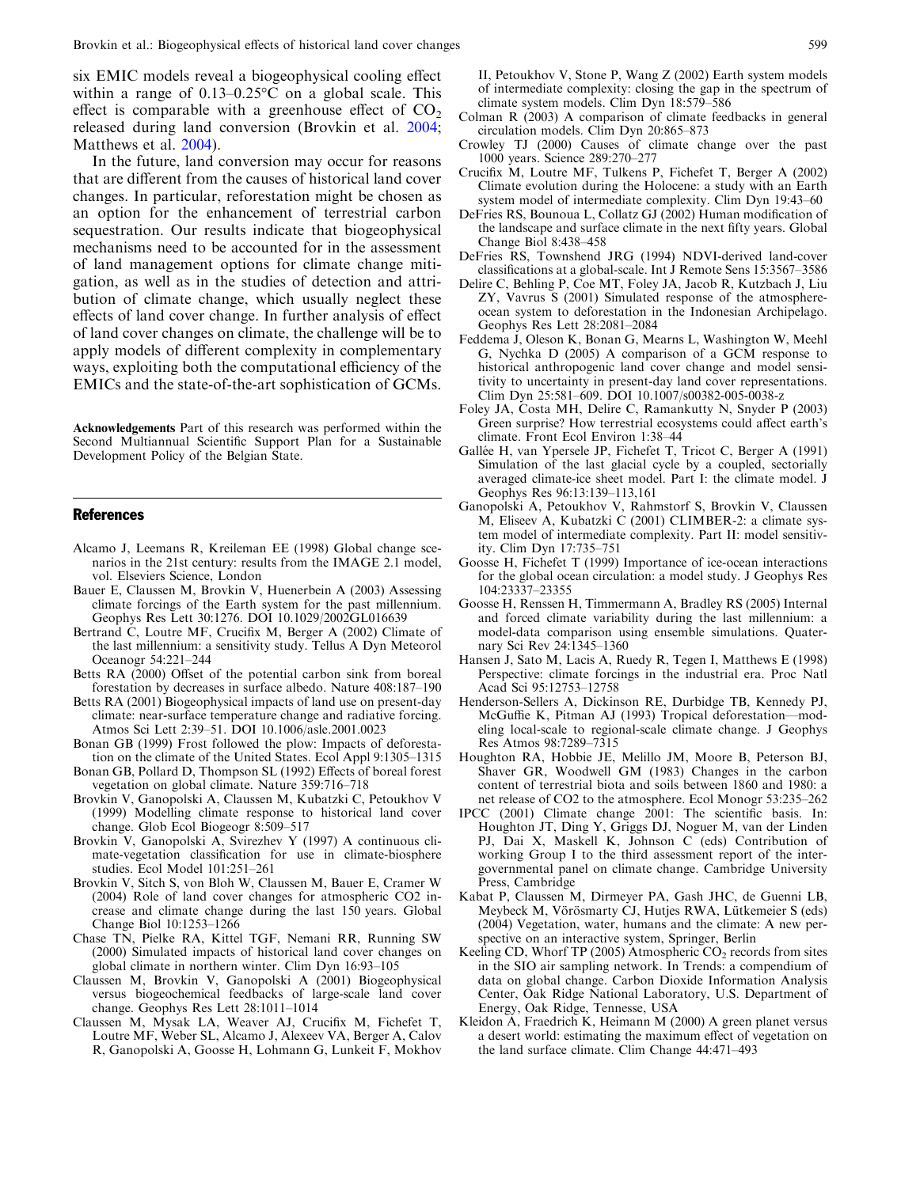six EMIC models reveal a biogeophysical cooling effect within a range of 0.13–0.25°C on a global scale. This effect is comparable with a greenhouse effect of $CO_2$ released during land conversion (Brovkin et al. 2004; Matthews et al. 2004).

In the future, land conversion may occur for reasons that are different from the causes of historical land cover changes. In particular, reforestation might be chosen as an option for the enhancement of terrestrial carbon sequestration. Our results indicate that biogeophysical mechanisms need to be accounted for in the assessment of land management options for climate change mitigation, as well as in the studies of detection and attribution of climate change, which usually neglect these effects of land cover change. In further analysis of effect of land cover changes on climate, the challenge will be to apply models of different complexity in complementary ways, exploiting both the computational efficiency of the EMICs and the state-of-the-art sophistication of GCMs.

**Acknowledgements** Part of this research was performed within the Second Multiannual Scientific Support Plan for a Sustainable Development Policy of the Belgian State.

## References

Alcamo J, Leemans R, Kreileman EE (1998) Global change scenarios in the 21st century: results from the IMAGE 2.1 model, vol. Elseviers Science, London

Bauer E, Claussen M, Brovkin V, Huenerbein A (2003) Assessing climate forcings of the Earth system for the past millennium. Geophys Res Lett 30:1276. DOI 10.1029/2002GL016639

Bertrand C, Loutre MF, Crucifix M, Berger A (2002) Climate of the last millennium: a sensitivity study. Tellus A Dyn Meteorol Oceanogr 54:221–244

Betts RA (2000) Offset of the potential carbon sink from boreal forestation by decreases in surface albedo. Nature 408:187–190

Betts RA (2001) Biogeophysical impacts of land use on present-day climate: near-surface temperature change and radiative forcing. Atmos Sci Lett 2:39–51. DOI 10.1006/asle.2001.0023

Bonan GB (1999) Frost followed the plow: Impacts of deforestation on the climate of the United States. Ecol Appl 9:1305–1315

Bonan GB, Pollard D, Thompson SL (1992) Effects of boreal forest vegetation on global climate. Nature 359:716–718

Brovkin V, Ganopolski A, Claussen M, Kubatzki C, Petoukhov V (1999) Modelling climate response to historical land cover change. Glob Ecol Biogeogr 8:509–517

Brovkin V, Ganopolski A, Svirezhev Y (1997) A continuous climate-vegetation classification for use in climate-biosphere studies. Ecol Model 101:251–261

Brovkin V, Sitch S, von Bloh W, Claussen M, Bauer E, Cramer W (2004) Role of land cover changes for atmospheric CO2 increase and climate change during the last 150 years. Global Change Biol 10:1253–1266

Chase TN, Pielke RA, Kittel TGF, Nemani RR, Running SW (2000) Simulated impacts of historical land cover changes on global climate in northern winter. Clim Dyn 16:93–105

Claussen M, Brovkin V, Ganopolski A (2001) Biogeophysical versus biogeochemical feedbacks of large-scale land cover change. Geophys Res Lett 28:1011–1014

Claussen M, Mysak LA, Weaver AJ, Crucifix M, Fichefet T, Loutre MF, Weber SL, Alcamo J, Alexeev VA, Berger A, Calov R, Ganopolski A, Goosse H, Lohmann G, Lunkeit F, Mokhov II, Petoukhov V, Stone P, Wang Z (2002) Earth system models of intermediate complexity: closing the gap in the spectrum of climate system models. Clim Dyn 18:579–586

Colman R (2003) A comparison of climate feedbacks in general circulation models. Clim Dyn 20:865–873

Crowley TJ (2000) Causes of climate change over the past 1000 years. Science 289:270–277

Crucifix M, Loutre MF, Tulkens P, Fichefet T, Berger A (2002) Climate evolution during the Holocene: a study with an Earth system model of intermediate complexity. Clim Dyn 19:43–60

DeFries RS, Bounoua L, Collatz GJ (2002) Human modification of the landscape and surface climate in the next fifty years. Global Change Biol 8:438–458

DeFries RS, Townshend JRG (1994) NDVI-derived land-cover classifications at a global-scale. Int J Remote Sens 15:3567–3586

Delire C, Behling P, Coe MT, Foley JA, Jacob R, Kutzbach J, Liu ZY, Vavrus S (2001) Simulated response of the atmosphere-ocean system to deforestation in the Indonesian Archipelago. Geophys Res Lett 28:2081–2084

Feddema J, Oleson K, Bonan G, Mearns L, Washington W, Meehl G, Nychka D (2005) A comparison of a GCM response to historical anthropogenic land cover change and model sensitivity to uncertainty in present-day land cover representations. Clim Dyn 25:581–609. DOI 10.1007/s00382-005-0038-z

Foley JA, Costa MH, Delire C, Ramankutty N, Snyder P (2003) Green surprise? How terrestrial ecosystems could affect earth's climate. Front Ecol Environ 1:38–44

Gallée H, van Ypersele JP, Fichefet T, Tricot C, Berger A (1991) Simulation of the last glacial cycle by a coupled, sectorially averaged climate-ice sheet model. Part I: the climate model. J Geophys Res 96:13:139–113,161

Ganopolski A, Petoukhov V, Rahmstorf S, Brovkin V, Claussen M, Eliseev A, Kubatzki C (2001) CLIMBER-2: a climate system model of intermediate complexity. Part II: model sensitivity. Clim Dyn 17:735–751

Goosse H, Fichefet T (1999) Importance of ice-ocean interactions for the global ocean circulation: a model study. J Geophys Res 104:23337–23355

Goosse H, Renssen H, Timmermann A, Bradley RS (2005) Internal and forced climate variability during the last millennium: a model-data comparison using ensemble simulations. Quaternary Sci Rev 24:1345–1360

Hansen J, Sato M, Lacis A, Ruedy R, Tegen I, Matthews E (1998) Perspective: climate forcings in the industrial era. Proc Natl Acad Sci 95:12753–12758

Henderson-Sellers A, Dickinson RE, Durbidge TB, Kennedy PJ, McGuffie K, Pitman AJ (1993) Tropical deforestation—modeling local-scale to regional-scale climate change. J Geophys Res Atmos 98:7289–7315

Houghton RA, Hobbie JE, Melillo JM, Moore B, Peterson BJ, Shaver GR, Woodwell GM (1983) Changes in the carbon content of terrestrial biota and soils between 1860 and 1980: a net release of CO2 to the atmosphere. Ecol Monogr 53:235–262

IPCC (2001) Climate change 2001: The scientific basis. In: Houghton JT, Ding Y, Griggs DJ, Noguer M, van der Linden PJ, Dai X, Maskell K, Johnson C (eds) Contribution of working Group I to the third assessment report of the intergovernmental panel on climate change. Cambridge University Press, Cambridge

Kabat P, Claussen M, Dirmeyer PA, Gash JHC, de Guenni LB, Meybeck M, Vörösmarty CJ, Hutjes RWA, Lütkemeier S (eds) (2004) Vegetation, water, humans and the climate: A new perspective on an interactive system, Springer, Berlin

Keeling CD, Whorf TP (2005) Atmospheric $CO_2$ records from sites in the SIO air sampling network. In Trends: a compendium of data on global change. Carbon Dioxide Information Analysis Center, Oak Ridge National Laboratory, U.S. Department of Energy, Oak Ridge, Tennessee, USA

Kleidon A, Fraedrich K, Heimann M (2000) A green planet versus a desert world: estimating the maximum effect of vegetation on the land surface climate. Clim Change 44:471–493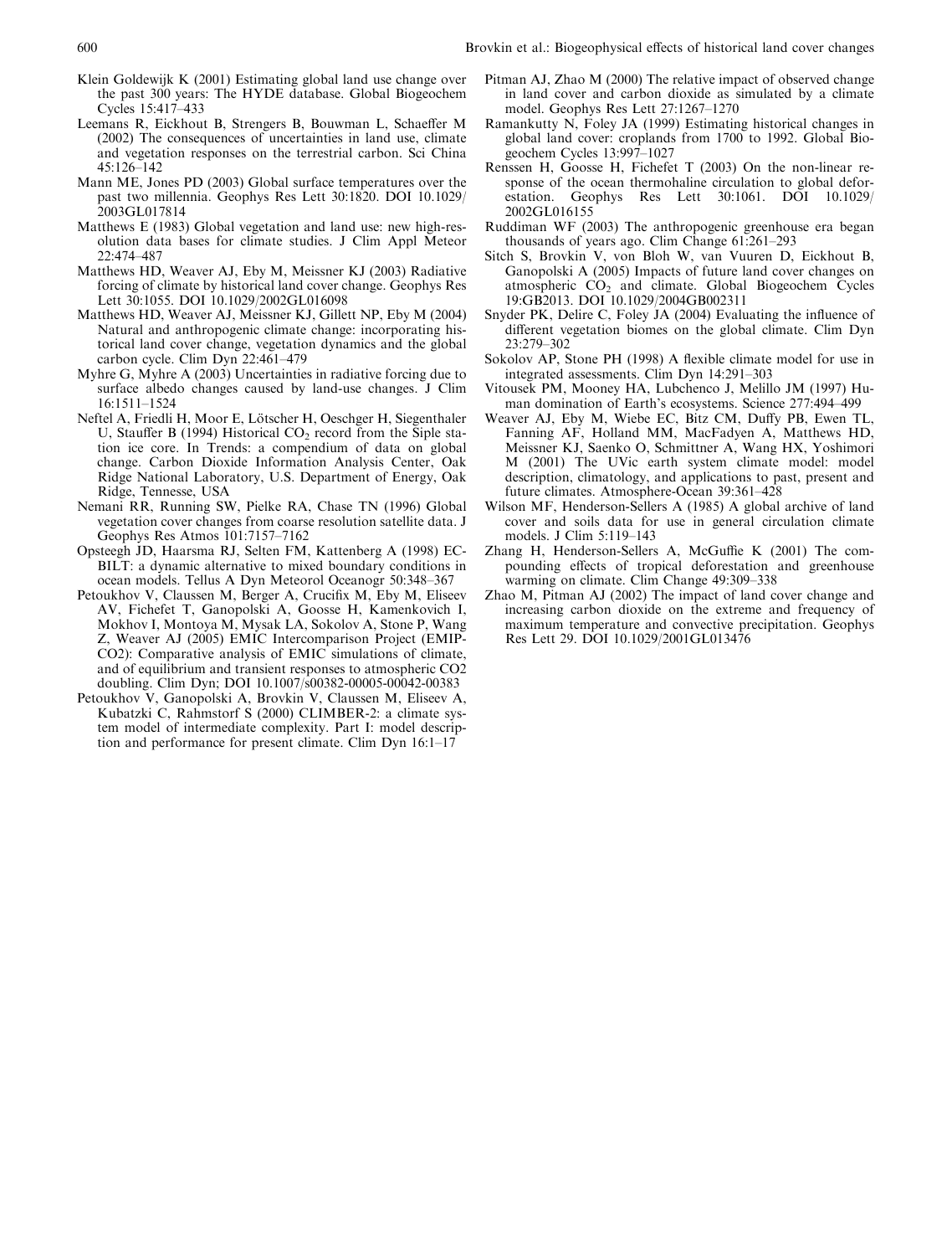Klein Goldewijk K (2001) Estimating global land use change over the past 300 years: The HYDE database. Global Biogeochem Cycles 15:417–433

Leemans R, Eickhout B, Strengers B, Bouwman L, Schaeffer M (2002) The consequences of uncertainties in land use, climate and vegetation responses on the terrestrial carbon. Sci China 45:126–142

Mann ME, Jones PD (2003) Global surface temperatures over the past two millennia. Geophys Res Lett 30:1820. DOI 10.1029/2003GL017814

Matthews E (1983) Global vegetation and land use: new high-resolution data bases for climate studies. J Clim Appl Meteor 22:474–487

Matthews HD, Weaver AJ, Eby M, Meissner KJ (2003) Radiative forcing of climate by historical land cover change. Geophys Res Lett 30:1055. DOI 10.1029/2002GL016098

Matthews HD, Weaver AJ, Meissner KJ, Gillett NP, Eby M (2004) Natural and anthropogenic climate change: incorporating historical land cover change, vegetation dynamics and the global carbon cycle. Clim Dyn 22:461–479

Myhre G, Myhre A (2003) Uncertainties in radiative forcing due to surface albedo changes caused by land-use changes. J Clim 16:1511–1524

Neftel A, Friedli H, Moor E, Lötscher H, Oeschger H, Siegenthaler U, Stauffer B (1994) Historical $CO_2$ record from the Siple station ice core. In Trends: a compendium of data on global change. Carbon Dioxide Information Analysis Center, Oak Ridge National Laboratory, U.S. Department of Energy, Oak Ridge, Tennessee, USA

Nemani RR, Running SW, Pielke RA, Chase TN (1996) Global vegetation cover changes from coarse resolution satellite data. J Geophys Res Atmos 101:7157–7162

Opsteegh JD, Haarsma RJ, Selten FM, Kattenberg A (1998) ECBILT: a dynamic alternative to mixed boundary conditions in ocean models. Tellus A Dyn Meteorol Oceanogr 50:348–367

Petoukhov V, Claussen M, Berger A, Crucifix M, Eby M, Eliseev AV, Fichefet T, Ganopolski A, Goosse H, Kamenkovich I, Mokhov I, Montoya M, Mysak LA, Sokolov A, Stone P, Wang Z, Weaver AJ (2005) EMIC Intercomparison Project (EMIP-CO2): Comparative analysis of EMIC simulations of climate, and of equilibrium and transient responses to atmospheric CO2 doubling. Clim Dyn; DOI 10.1007/s00382-00005-00042-00383

Petoukhov V, Ganopolski A, Brovkin V, Claussen M, Eliseev A, Kubatzki C, Rahmstorf S (2000) CLIMBER-2: a climate system model of intermediate complexity. Part I: model description and performance for present climate. Clim Dyn 16:1–17

Pitman AJ, Zhao M (2000) The relative impact of observed change in land cover and carbon dioxide as simulated by a climate model. Geophys Res Lett 27:1267–1270

Ramankutty N, Foley JA (1999) Estimating historical changes in global land cover: croplands from 1700 to 1992. Global Biogeochem Cycles 13:997–1027

Renssen H, Goosse H, Fichefet T (2003) On the non-linear response of the ocean thermohaline circulation to global deforestation. Geophys Res Lett 30:1061. DOI 10.1029/2002GL016155

Ruddiman WF (2003) The anthropogenic greenhouse era began thousands of years ago. Clim Change 61:261–293

Sitch S, Brovkin V, von Bloh W, van Vuuren D, Eickhout B, Ganopolski A (2005) Impacts of future land cover changes on atmospheric $CO_2$ and climate. Global Biogeochem Cycles 19:GB2013. DOI 10.1029/2004GB002311

Snyder PK, Delire C, Foley JA (2004) Evaluating the influence of different vegetation biomes on the global climate. Clim Dyn 23:279–302

Sokolov AP, Stone PH (1998) A flexible climate model for use in integrated assessments. Clim Dyn 14:291–303

Vitousek PM, Mooney HA, Lubchenco J, Melillo JM (1997) Human domination of Earth's ecosystems. Science 277:494–499

Weaver AJ, Eby M, Wiebe EC, Bitz CM, Duffy PB, Ewen TL, Fanning AF, Holland MM, MacFadyen A, Matthews HD, Meissner KJ, Saenko O, Schmittner A, Wang HX, Yoshimori M (2001) The UVic earth system climate model: model description, climatology, and applications to past, present and future climates. Atmosphere-Ocean 39:361–428

Wilson MF, Henderson-Sellers A (1985) A global archive of land cover and soils data for use in general circulation climate models. J Clim 5:119–143

Zhang H, Henderson-Sellers A, McGuffie K (2001) The compounding effects of tropical deforestation and greenhouse warming on climate. Clim Change 49:309–338

Zhao M, Pitman AJ (2002) The impact of land cover change and increasing carbon dioxide on the extreme and frequency of maximum temperature and convective precipitation. Geophys Res Lett 29. DOI 10.1029/2001GL013476